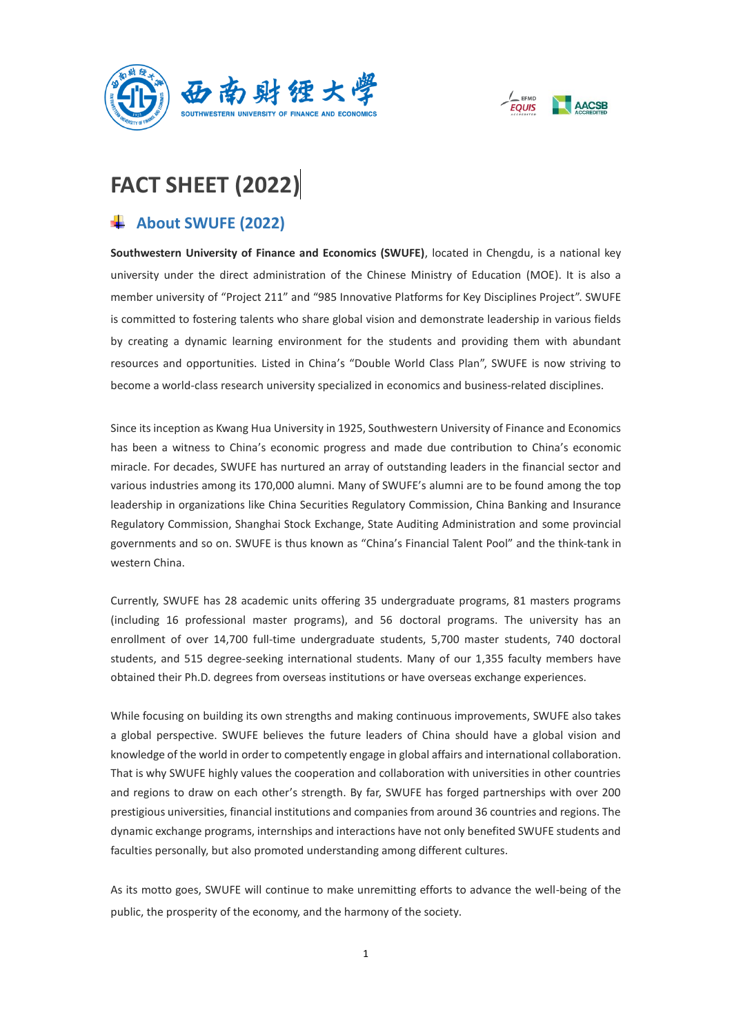# FACT SHEET (2022)

## About SWUFE (2022)

**Southwestern University of Finance and Economics (SWUFE)**, located in Chengdu, is a national key university under the direct administration of the Chinese Ministry of Education (MOE). It is also a member university of "Project 211" and "985 Innovative Platforms for Key Disciplines Project". SWUFE is committed to fostering talents who share global vision and demonstrate leadership in various fields by creating a dynamic learning environment for the students and providing them with abundant resources and opportunities. Listed in China's "Double World Class Plan", SWUFE is now striving to become a world-class research university specialized in economics and business-related disciplines.

Since its inception as Kwang Hua University in 1925, Southwestern University of Finance and Economics has been a witness to China's economic progress and made due contribution to China's economic miracle. For decades, SWUFE has nurtured an array of outstanding leaders in the financial sector and various industries among its 170,000 alumni. Many of SWUFE's alumni are to be found among the top leadership in organizations like China Securities Regulatory Commission, China Banking and Insurance Regulatory Commission, Shanghai Stock Exchange, State Auditing Administration and some provincial governments and so on. SWUFE is thus known as "China's Financial Talent Pool" and the think-tank in western China.

Currently, SWUFE has 28 academic units offering 35 undergraduate programs, 81 masters programs (including 16 professional master programs), and 56 doctoral programs. The university has an enrollment of over 14,700 full-time undergraduate students, 5,700 master students, 740 doctoral students, and 515 degree-seeking international students. Many of our 1,355 faculty members have obtained their Ph.D. degrees from overseas institutions or have overseas exchange experiences.

While focusing on building its own strengths and making continuous improvements, SWUFE also takes a global perspective. SWUFE believes the future leaders of China should have a global vision and knowledge of the world in order to competently engage in global affairs and international collaboration. That is why SWUFE highly values the cooperation and collaboration with universities in other countries and regions to draw on each other's strength. By far, SWUFE has forged partnerships with over 200 prestigious universities, financial institutions and companies from around 36 countries and regions. The dynamic exchange programs, internships and interactions have not only benefited SWUFE students and faculties personally, but also promoted understanding among different cultures.

As its motto goes, SWUFE will continue to make unremitting efforts to advance the well-being of the public, the prosperity of the economy, and the harmony of the society.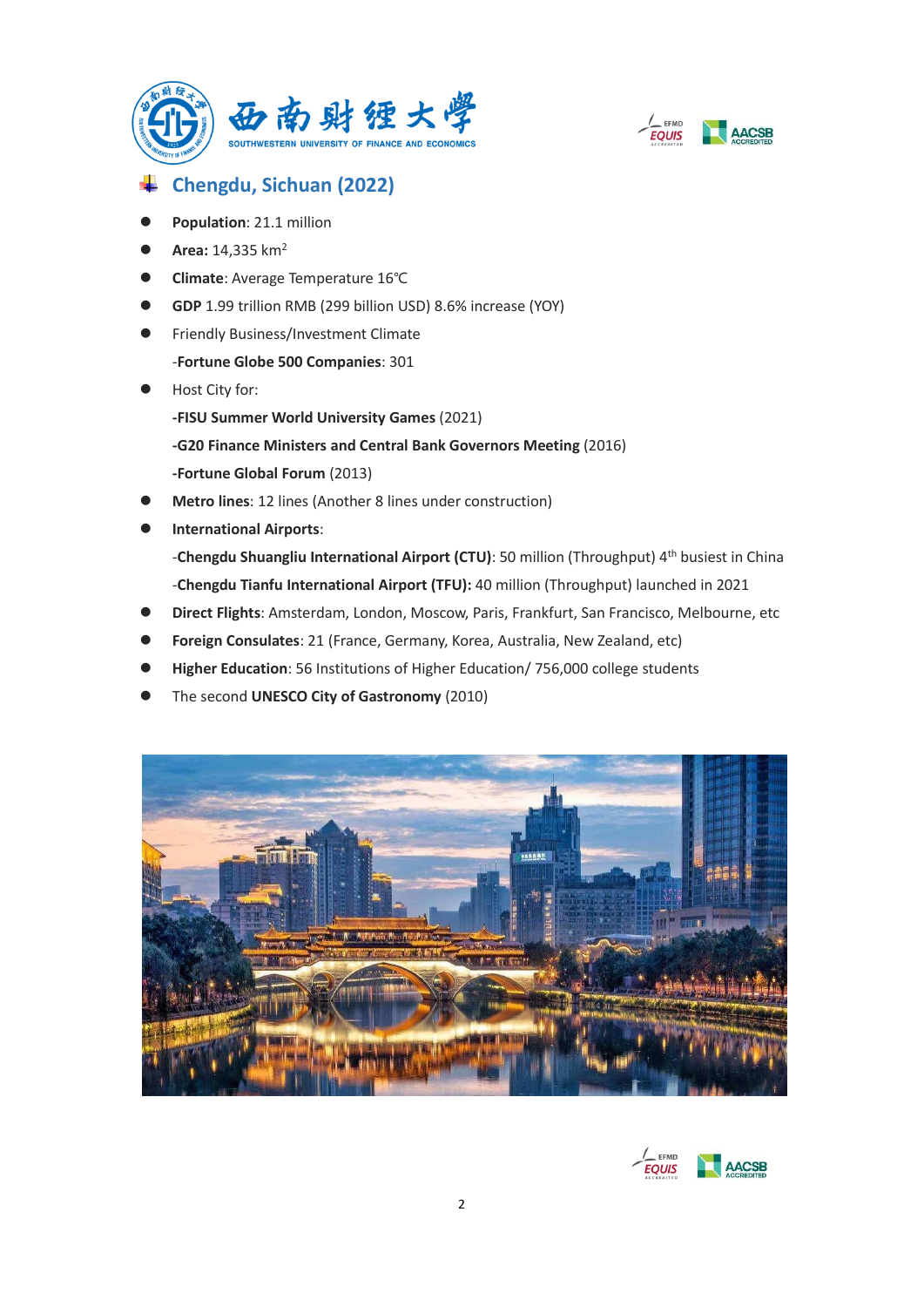## Chengdu, Sichuan (2022)

- **Population**: 21.1 million
- **Area:** 14,335 km$^2$
- **Climate**: Average Temperature 16℃
- **GDP** 1.99 trillion RMB (299 billion USD) 8.6% increase (YOY)
- Friendly Business/Investment Climate

  -**Fortune Globe 500 Companies**: 301
- Host City for:

  **-FISU Summer World University Games** (2021)

  **-G20 Finance Ministers and Central Bank Governors Meeting** (2016)

  **-Fortune Global Forum** (2013)
- **Metro lines**: 12 lines (Another 8 lines under construction)
- **International Airports**:

  -**Chengdu Shuangliu International Airport (CTU)**: 50 million (Throughput) 4$^{th}$ busiest in China

  -**Chengdu Tianfu International Airport (TFU):** 40 million (Throughput) launched in 2021
- **Direct Flights**: Amsterdam, London, Moscow, Paris, Frankfurt, San Francisco, Melbourne, etc
- **Foreign Consulates**: 21 (France, Germany, Korea, Australia, New Zealand, etc)
- **Higher Education**: 56 Institutions of Higher Education/ 756,000 college students
- The second **UNESCO City of Gastronomy** (2010)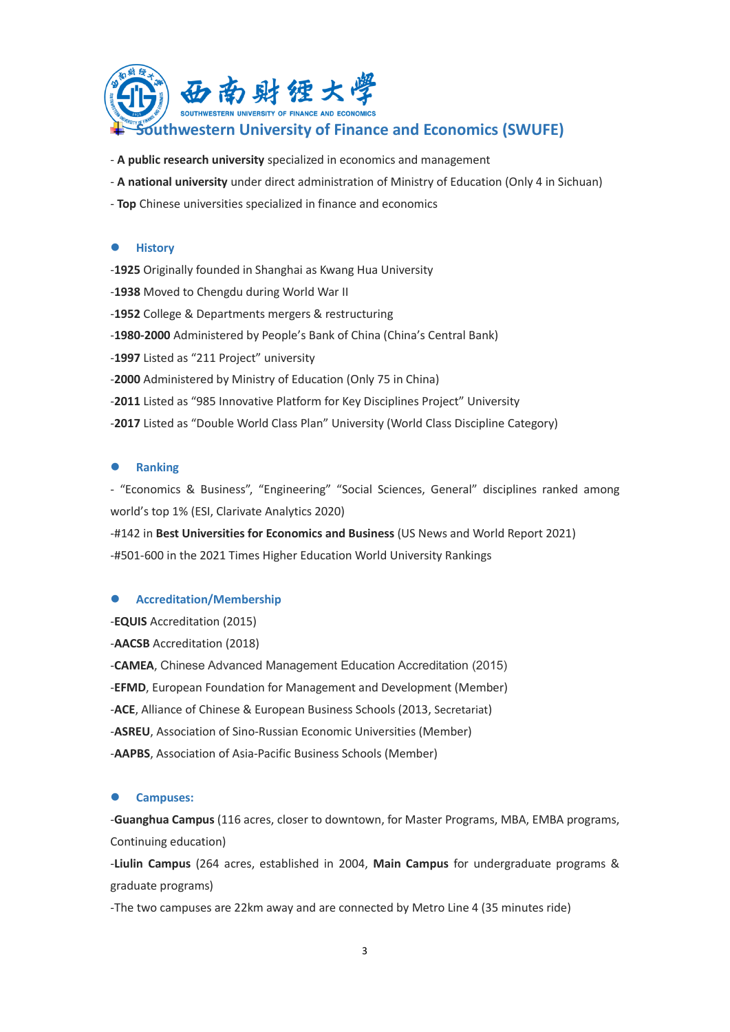西南财经大学

SOUTHWESTERN UNIVERSITY OF FINANCE AND ECONOMICS

# Southwestern University of Finance and Economics (SWUFE)

- **A public research university** specialized in economics and management
- **A national university** under direct administration of Ministry of Education (Only 4 in Sichuan)
- **Top** Chinese universities specialized in finance and economics

## History

-**1925** Originally founded in Shanghai as Kwang Hua University

-**1938** Moved to Chengdu during World War II

-**1952** College & Departments mergers & restructuring

-**1980-2000** Administered by People's Bank of China (China's Central Bank)

-**1997** Listed as "211 Project" university

-**2000** Administered by Ministry of Education (Only 75 in China)

-**2011** Listed as "985 Innovative Platform for Key Disciplines Project" University

-**2017** Listed as "Double World Class Plan" University (World Class Discipline Category)

## Ranking

- "Economics & Business", "Engineering" "Social Sciences, General" disciplines ranked among world's top 1% (ESI, Clarivate Analytics 2020)

-#142 in **Best Universities for Economics and Business** (US News and World Report 2021)

-#501-600 in the 2021 Times Higher Education World University Rankings

## Accreditation/Membership

-**EQUIS** Accreditation (2015)

-**AACSB** Accreditation (2018)

-**CAMEA**, Chinese Advanced Management Education Accreditation (2015)

-**EFMD**, European Foundation for Management and Development (Member)

-**ACE**, Alliance of Chinese & European Business Schools (2013, Secretariat)

-**ASREU**, Association of Sino-Russian Economic Universities (Member)

-**AAPBS**, Association of Asia-Pacific Business Schools (Member)

## Campuses:

-**Guanghua Campus** (116 acres, closer to downtown, for Master Programs, MBA, EMBA programs, Continuing education)

-**Liulin Campus** (264 acres, established in 2004, **Main Campus** for undergraduate programs & graduate programs)

-The two campuses are 22km away and are connected by Metro Line 4 (35 minutes ride)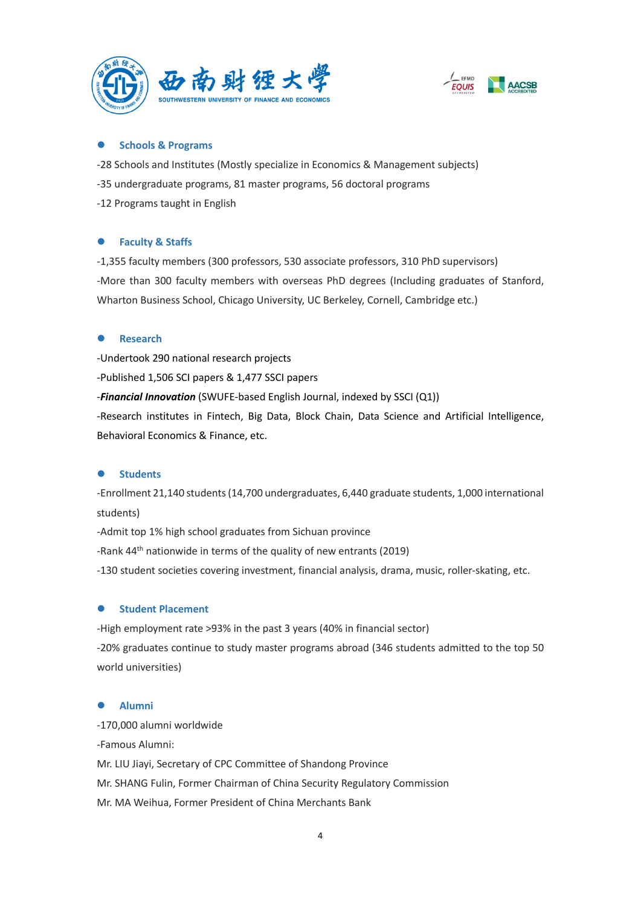- **Schools & Programs**

-28 Schools and Institutes (Mostly specialize in Economics & Management subjects)

-35 undergraduate programs, 81 master programs, 56 doctoral programs

-12 Programs taught in English

- **Faculty & Staffs**

-1,355 faculty members (300 professors, 530 associate professors, 310 PhD supervisors)

-More than 300 faculty members with overseas PhD degrees (Including graduates of Stanford, Wharton Business School, Chicago University, UC Berkeley, Cornell, Cambridge etc.)

- **Research**

-Undertook 290 national research projects

-Published 1,506 SCI papers & 1,477 SSCI papers

-***Financial Innovation*** (SWUFE-based English Journal, indexed by SSCI (Q1))

-Research institutes in Fintech, Big Data, Block Chain, Data Science and Artificial Intelligence, Behavioral Economics & Finance, etc.

- **Students**

-Enrollment 21,140 students (14,700 undergraduates, 6,440 graduate students, 1,000 international students)

-Admit top 1% high school graduates from Sichuan province

-Rank 44th nationwide in terms of the quality of new entrants (2019)

-130 student societies covering investment, financial analysis, drama, music, roller-skating, etc.

- **Student Placement**

-High employment rate >93% in the past 3 years (40% in financial sector)

-20% graduates continue to study master programs abroad (346 students admitted to the top 50 world universities)

- **Alumni**

-170,000 alumni worldwide

-Famous Alumni:

Mr. LIU Jiayi, Secretary of CPC Committee of Shandong Province

Mr. SHANG Fulin, Former Chairman of China Security Regulatory Commission

Mr. MA Weihua, Former President of China Merchants Bank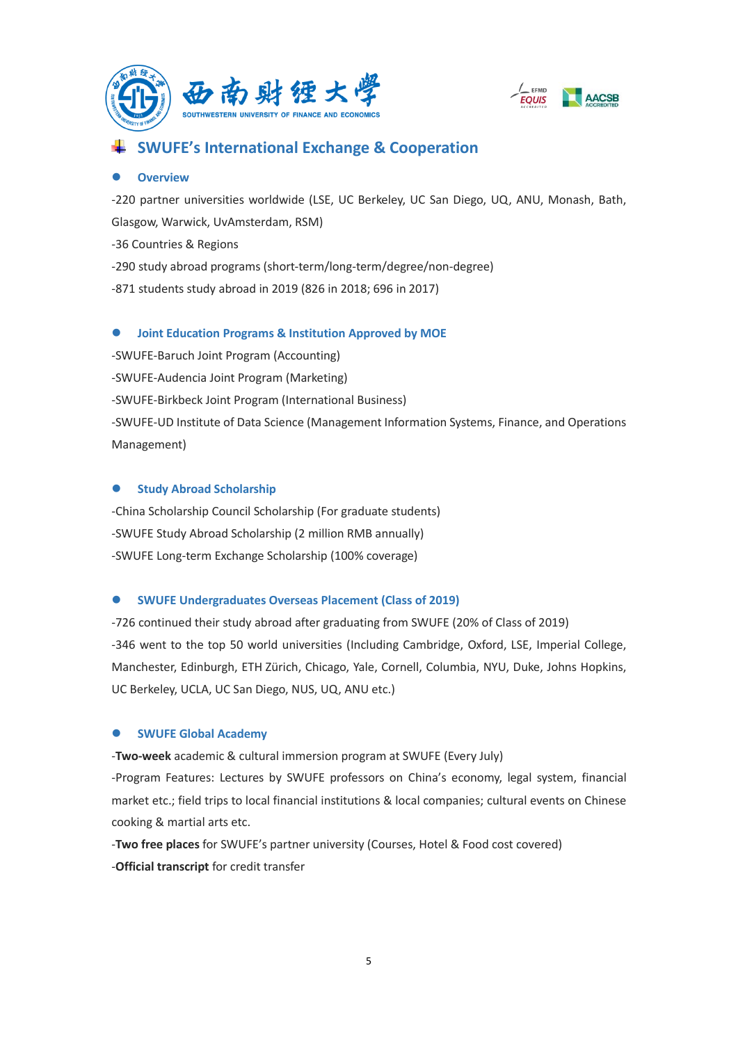## SWUFE's International Exchange & Cooperation

### Overview

-220 partner universities worldwide (LSE, UC Berkeley, UC San Diego, UQ, ANU, Monash, Bath, Glasgow, Warwick, UvAmsterdam, RSM)

-36 Countries & Regions

-290 study abroad programs (short-term/long-term/degree/non-degree)

-871 students study abroad in 2019 (826 in 2018; 696 in 2017)

### Joint Education Programs & Institution Approved by MOE

-SWUFE-Baruch Joint Program (Accounting)

-SWUFE-Audencia Joint Program (Marketing)

-SWUFE-Birkbeck Joint Program (International Business)

-SWUFE-UD Institute of Data Science (Management Information Systems, Finance, and Operations Management)

### Study Abroad Scholarship

-China Scholarship Council Scholarship (For graduate students)

-SWUFE Study Abroad Scholarship (2 million RMB annually)

-SWUFE Long-term Exchange Scholarship (100% coverage)

### SWUFE Undergraduates Overseas Placement (Class of 2019)

-726 continued their study abroad after graduating from SWUFE (20% of Class of 2019)

-346 went to the top 50 world universities (Including Cambridge, Oxford, LSE, Imperial College, Manchester, Edinburgh, ETH Zürich, Chicago, Yale, Cornell, Columbia, NYU, Duke, Johns Hopkins, UC Berkeley, UCLA, UC San Diego, NUS, UQ, ANU etc.)

### SWUFE Global Academy

-**Two-week** academic & cultural immersion program at SWUFE (Every July)

-Program Features: Lectures by SWUFE professors on China's economy, legal system, financial market etc.; field trips to local financial institutions & local companies; cultural events on Chinese cooking & martial arts etc.

-**Two free places** for SWUFE's partner university (Courses, Hotel & Food cost covered)

-**Official transcript** for credit transfer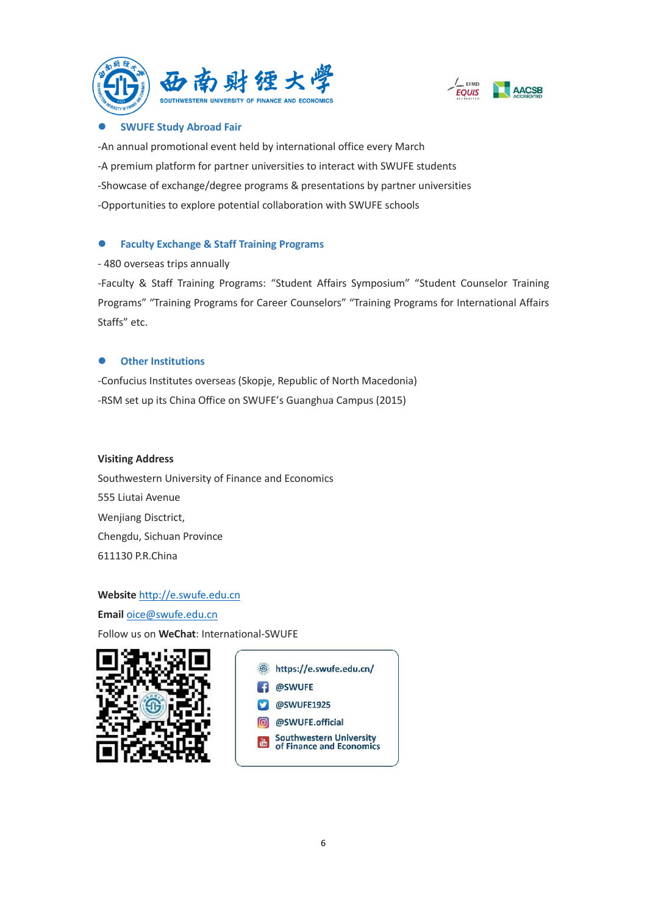- **SWUFE Study Abroad Fair**

-An annual promotional event held by international office every March

-A premium platform for partner universities to interact with SWUFE students

-Showcase of exchange/degree programs & presentations by partner universities

-Opportunities to explore potential collaboration with SWUFE schools

- **Faculty Exchange & Staff Training Programs**

- 480 overseas trips annually

-Faculty & Staff Training Programs: “Student Affairs Symposium” “Student Counselor Training Programs” “Training Programs for Career Counselors” “Training Programs for International Affairs Staffs” etc.

- **Other Institutions**

-Confucius Institutes overseas (Skopje, Republic of North Macedonia)

-RSM set up its China Office on SWUFE’s Guanghua Campus (2015)

**Visiting Address**

Southwestern University of Finance and Economics
555 Liutai Avenue
Wenjiang Disctrict,
Chengdu, Sichuan Province
611130 P.R.China

**Website** http://e.swufe.edu.cn
**Email** oice@swufe.edu.cn
Follow us on **WeChat**: International-SWUFE

https://e.swufe.edu.cn/
@SWUFE
@SWUFE1925
@SWUFE.official
Southwestern University of Finance and Economics